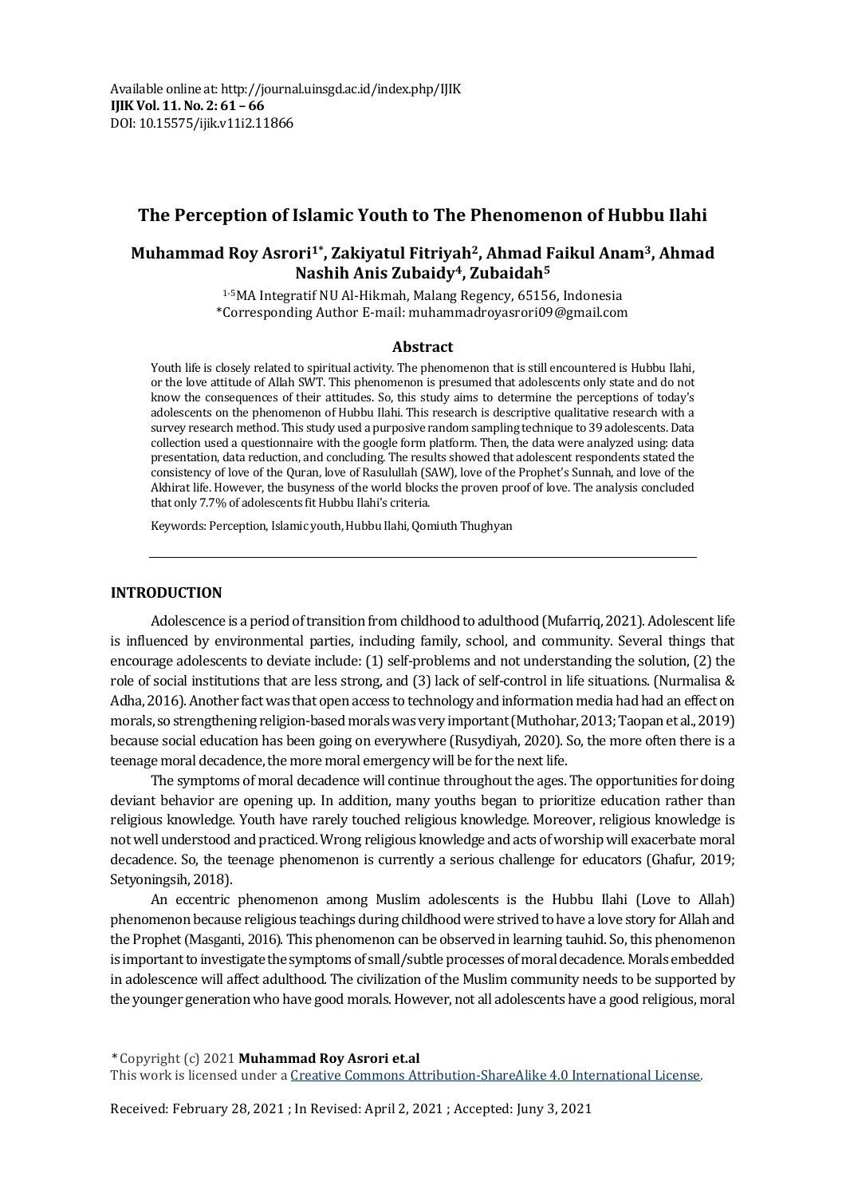Available online at: http://journal.uinsgd.ac.id/index.php/IJIK
**IJIK Vol. 11. No. 2: 61 – 66**
DOI: 10.15575/ijik.v11i2.11866

# The Perception of Islamic Youth to The Phenomenon of Hubbu Ilahi

**Muhammad Roy Asrori[1*], Zakiyatul Fitriyah[2], Ahmad Faikul Anam[3], Ahmad Nashih Anis Zubaidy[4], Zubaidah[5]**

[1-5]MA Integratif NU Al-Hikmah, Malang Regency, 65156, Indonesia
*Corresponding Author E-mail: muhammadroyasrori09@gmail.com

## Abstract

Youth life is closely related to spiritual activity. The phenomenon that is still encountered is Hubbu Ilahi, or the love attitude of Allah SWT. This phenomenon is presumed that adolescents only state and do not know the consequences of their attitudes. So, this study aims to determine the perceptions of today's adolescents on the phenomenon of Hubbu Ilahi. This research is descriptive qualitative research with a survey research method. This study used a purposive random sampling technique to 39 adolescents. Data collection used a questionnaire with the google form platform. Then, the data were analyzed using: data presentation, data reduction, and concluding. The results showed that adolescent respondents stated the consistency of love of the Quran, love of Rasulullah (SAW), love of the Prophet's Sunnah, and love of the Akhirat life. However, the busyness of the world blocks the proven proof of love. The analysis concluded that only 7.7% of adolescents fit Hubbu Ilahi's criteria.

Keywords: Perception, Islamic youth, Hubbu Ilahi, Qomiuth Thughyan

---

## INTRODUCTION

Adolescence is a period of transition from childhood to adulthood (Mufarriq, 2021). Adolescent life is influenced by environmental parties, including family, school, and community. Several things that encourage adolescents to deviate include: (1) self-problems and not understanding the solution, (2) the role of social institutions that are less strong, and (3) lack of self-control in life situations. (Nurmalisa & Adha, 2016). Another fact was that open access to technology and information media had had an effect on morals, so strengthening religion-based morals was very important (Muthohar, 2013; Taopan et al., 2019) because social education has been going on everywhere (Rusydiyah, 2020). So, the more often there is a teenage moral decadence, the more moral emergency will be for the next life.

The symptoms of moral decadence will continue throughout the ages. The opportunities for doing deviant behavior are opening up. In addition, many youths began to prioritize education rather than religious knowledge. Youth have rarely touched religious knowledge. Moreover, religious knowledge is not well understood and practiced. Wrong religious knowledge and acts of worship will exacerbate moral decadence. So, the teenage phenomenon is currently a serious challenge for educators (Ghafur, 2019; Setyoningsih, 2018).

An eccentric phenomenon among Muslim adolescents is the Hubbu Ilahi (Love to Allah) phenomenon because religious teachings during childhood were strived to have a love story for Allah and the Prophet (Masganti, 2016). This phenomenon can be observed in learning tauhid. So, this phenomenon is important to investigate the symptoms of small/subtle processes of moral decadence. Morals embedded in adolescence will affect adulthood. The civilization of the Muslim community needs to be supported by the younger generation who have good morals. However, not all adolescents have a good religious, moral

\* Copyright (c) 2021 **Muhammad Roy Asrori et.al**
This work is licensed under a Creative Commons Attribution-ShareAlike 4.0 International License.

Received: February 28, 2021 ; In Revised: April 2, 2021 ; Accepted: Juny 3, 2021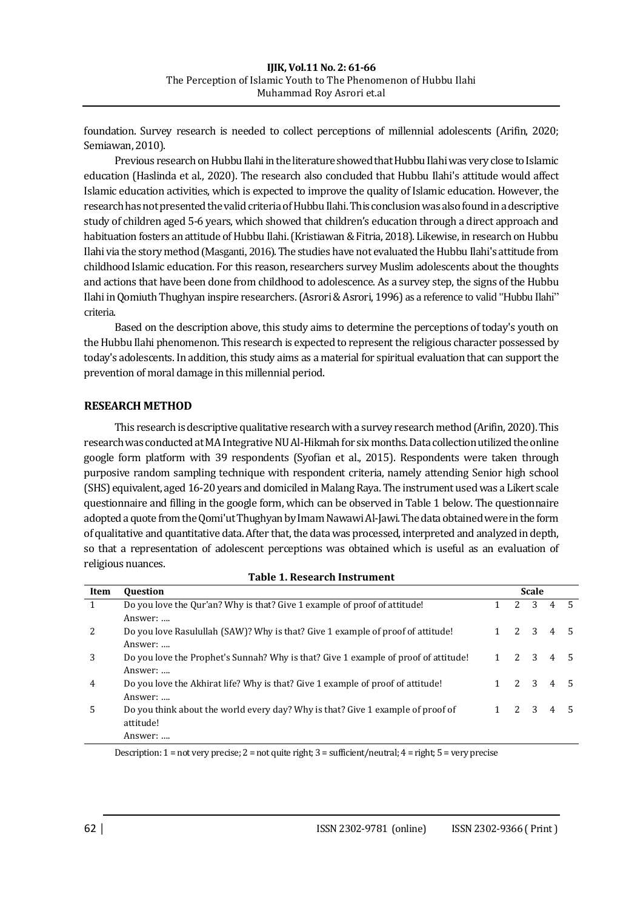foundation. Survey research is needed to collect perceptions of millennial adolescents (Arifin, 2020; Semiawan, 2010).

Previous research on Hubbu Ilahi in the literature showed that Hubbu Ilahi was very close to Islamic education (Haslinda et al., 2020). The research also concluded that Hubbu Ilahi's attitude would affect Islamic education activities, which is expected to improve the quality of Islamic education. However, the research has not presented the valid criteria of Hubbu Ilahi. This conclusion was also found in a descriptive study of children aged 5-6 years, which showed that children's education through a direct approach and habituation fosters an attitude of Hubbu Ilahi. (Kristiawan & Fitria, 2018). Likewise, in research on Hubbu Ilahi via the story method (Masganti, 2016). The studies have not evaluated the Hubbu Ilahi's attitude from childhood Islamic education. For this reason, researchers survey Muslim adolescents about the thoughts and actions that have been done from childhood to adolescence. As a survey step, the signs of the Hubbu Ilahi in Qomiuth Thughyan inspire researchers. (Asrori & Asrori, 1996) as a reference to valid "Hubbu Ilahi" criteria.

Based on the description above, this study aims to determine the perceptions of today's youth on the Hubbu Ilahi phenomenon. This research is expected to represent the religious character possessed by today's adolescents. In addition, this study aims as a material for spiritual evaluation that can support the prevention of moral damage in this millennial period.

## RESEARCH METHOD

This research is descriptive qualitative research with a survey research method (Arifin, 2020). This research was conducted at MA Integrative NU Al-Hikmah for six months. Data collection utilized the online google form platform with 39 respondents (Syofian et al., 2015). Respondents were taken through purposive random sampling technique with respondent criteria, namely attending Senior high school (SHS) equivalent, aged 16-20 years and domiciled in Malang Raya. The instrument used was a Likert scale questionnaire and filling in the google form, which can be observed in Table 1 below. The questionnaire adopted a quote from the Qomi'ut Thughyan by Imam Nawawi Al-Jawi. The data obtained were in the form of qualitative and quantitative data. After that, the data was processed, interpreted and analyzed in depth, so that a representation of adolescent perceptions was obtained which is useful as an evaluation of religious nuances.

**Table 1. Research Instrument**

| Item | Question | Scale | | | | |
|---|---|---|---|---|---|---|
| 1 | Do you love the Qur'an? Why is that? Give 1 example of proof of attitude! Answer: .... | 1 | 2 | 3 | 4 | 5 |
| 2 | Do you love Rasulullah (SAW)? Why is that? Give 1 example of proof of attitude! Answer: .... | 1 | 2 | 3 | 4 | 5 |
| 3 | Do you love the Prophet's Sunnah? Why is that? Give 1 example of proof of attitude! Answer: .... | 1 | 2 | 3 | 4 | 5 |
| 4 | Do you love the Akhirat life? Why is that? Give 1 example of proof of attitude! Answer: .... | 1 | 2 | 3 | 4 | 5 |
| 5 | Do you think about the world every day? Why is that? Give 1 example of proof of attitude! Answer: .... | 1 | 2 | 3 | 4 | 5 |

Description: 1 = not very precise; 2 = not quite right; 3 = sufficient/neutral; 4 = right; 5 = very precise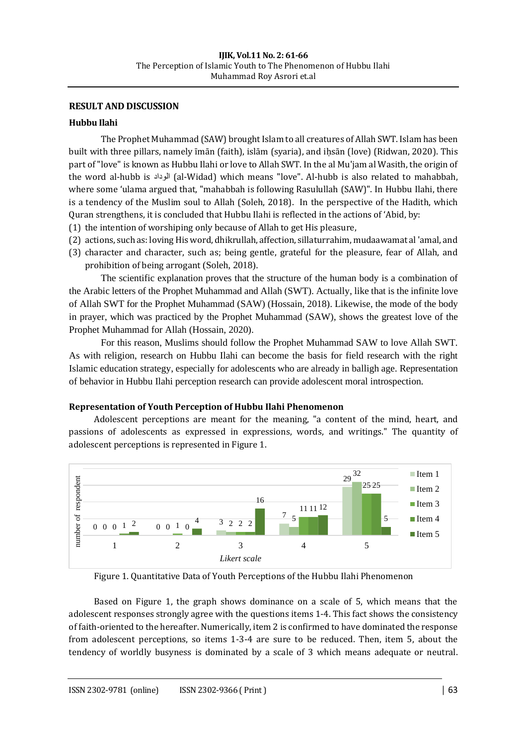## RESULT AND DISCUSSION

### Hubbu Ilahi

The Prophet Muhammad (SAW) brought Islam to all creatures of Allah SWT. Islam has been built with three pillars, namely īmān (faith), islām (syaria), and iḥsān (love) (Ridwan, 2020). This part of "love" is known as Hubbu Ilahi or love to Allah SWT. In the al Mu'jam al Wasith, the origin of the word al-hubb is الوداد (al-Widad) which means "love". Al-hubb is also related to mahabbah, where some 'ulama argued that, "mahabbah is following Rasulullah (SAW)". In Hubbu Ilahi, there is a tendency of the Muslim soul to Allah (Soleh, 2018). In the perspective of the Hadith, which Quran strengthens, it is concluded that Hubbu Ilahi is reflected in the actions of 'Abid, by:

(1) the intention of worshiping only because of Allah to get His pleasure,
(2) actions, such as: loving His word, dhikrullah, affection, sillaturrahim, mudaawamat al 'amal, and
(3) character and character, such as; being gentle, grateful for the pleasure, fear of Allah, and prohibition of being arrogant (Soleh, 2018).

The scientific explanation proves that the structure of the human body is a combination of the Arabic letters of the Prophet Muhammad and Allah (SWT). Actually, like that is the infinite love of Allah SWT for the Prophet Muhammad (SAW) (Hossain, 2018). Likewise, the mode of the body in prayer, which was practiced by the Prophet Muhammad (SAW), shows the greatest love of the Prophet Muhammad for Allah (Hossain, 2020).

For this reason, Muslims should follow the Prophet Muhammad SAW to love Allah SWT. As with religion, research on Hubbu Ilahi can become the basis for field research with the right Islamic education strategy, especially for adolescents who are already in balligh age. Representation of behavior in Hubbu Ilahi perception research can provide adolescent moral introspection.

### Representation of Youth Perception of Hubbu Ilahi Phenomenon

Adolescent perceptions are meant for the meaning, "a content of the mind, heart, and passions of adolescents as expressed in expressions, words, and writings." The quantity of adolescent perceptions is represented in Figure 1.

| Likert scale | Item 1 | Item 2 | Item 3 | Item 4 | Item 5 |
|---|---|---|---|---|---|
| 1 | 0 | 0 | 0 | 1 | 2 |
| 2 | 0 | 0 | 1 | 0 | 4 |
| 3 | 3 | 2 | 2 | 2 | 16 |
| 4 | 7 | 5 | 11 | 11 | 12 |
| 5 | 29 | 32 | 25 | 25 | 5 |

Figure 1. Quantitative Data of Youth Perceptions of the Hubbu Ilahi Phenomenon

Based on Figure 1, the graph shows dominance on a scale of 5, which means that the adolescent responses strongly agree with the questions items 1-4. This fact shows the consistency of faith-oriented to the hereafter. Numerically, item 2 is confirmed to have dominated the response from adolescent perceptions, so items 1-3-4 are sure to be reduced. Then, item 5, about the tendency of worldly busyness is dominated by a scale of 3 which means adequate or neutral.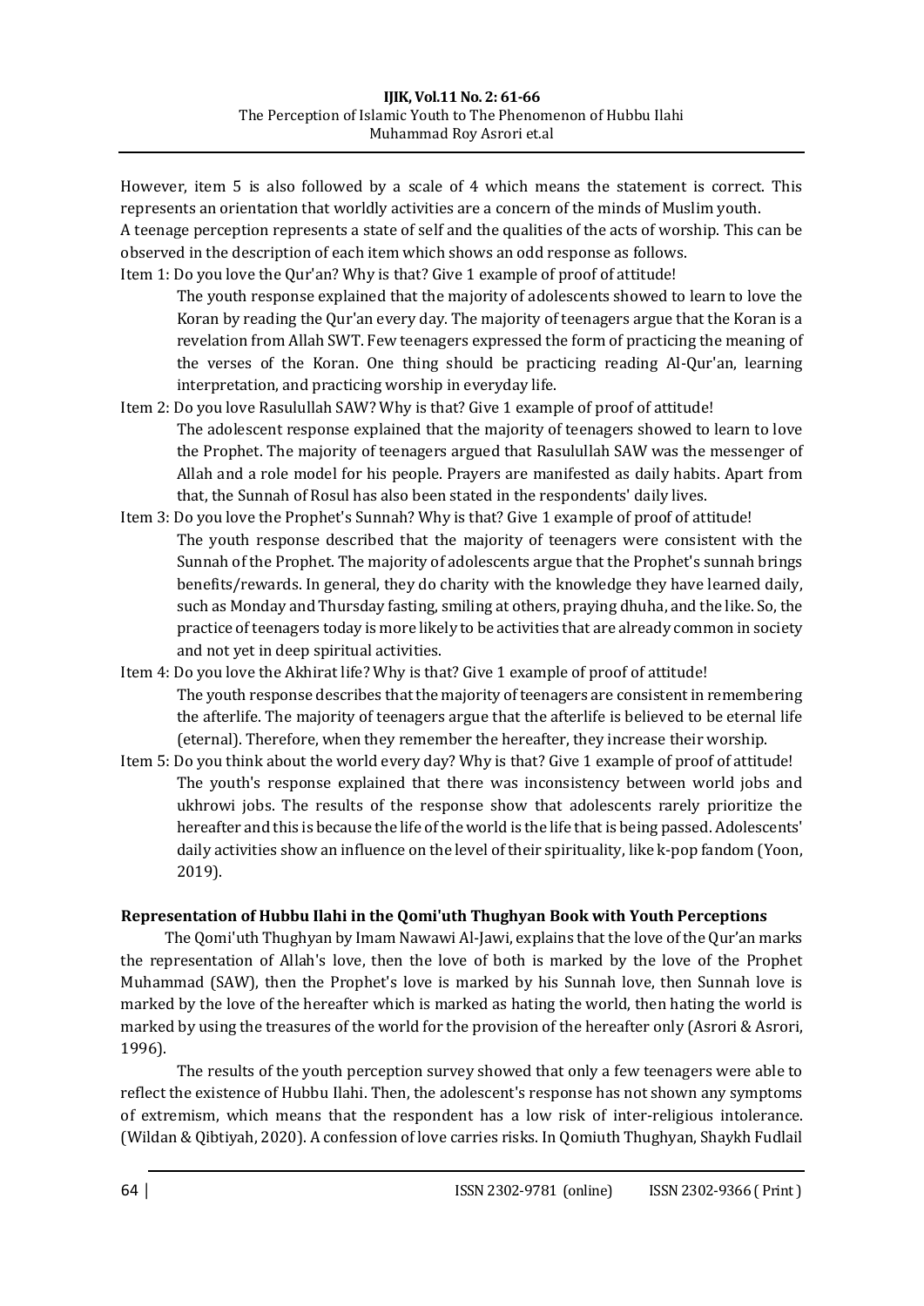However, item 5 is also followed by a scale of 4 which means the statement is correct. This represents an orientation that worldly activities are a concern of the minds of Muslim youth.
A teenage perception represents a state of self and the qualities of the acts of worship. This can be observed in the description of each item which shows an odd response as follows.

Item 1: Do you love the Qur'an? Why is that? Give 1 example of proof of attitude!

The youth response explained that the majority of adolescents showed to learn to love the Koran by reading the Qur'an every day. The majority of teenagers argue that the Koran is a revelation from Allah SWT. Few teenagers expressed the form of practicing the meaning of the verses of the Koran. One thing should be practicing reading Al-Qur'an, learning interpretation, and practicing worship in everyday life.

Item 2: Do you love Rasulullah SAW? Why is that? Give 1 example of proof of attitude!

The adolescent response explained that the majority of teenagers showed to learn to love the Prophet. The majority of teenagers argued that Rasulullah SAW was the messenger of Allah and a role model for his people. Prayers are manifested as daily habits. Apart from that, the Sunnah of Rosul has also been stated in the respondents' daily lives.

Item 3: Do you love the Prophet's Sunnah? Why is that? Give 1 example of proof of attitude!

The youth response described that the majority of teenagers were consistent with the Sunnah of the Prophet. The majority of adolescents argue that the Prophet's sunnah brings benefits/rewards. In general, they do charity with the knowledge they have learned daily, such as Monday and Thursday fasting, smiling at others, praying dhuha, and the like. So, the practice of teenagers today is more likely to be activities that are already common in society and not yet in deep spiritual activities.

Item 4: Do you love the Akhirat life? Why is that? Give 1 example of proof of attitude!

The youth response describes that the majority of teenagers are consistent in remembering the afterlife. The majority of teenagers argue that the afterlife is believed to be eternal life (eternal). Therefore, when they remember the hereafter, they increase their worship.

Item 5: Do you think about the world every day? Why is that? Give 1 example of proof of attitude!

The youth's response explained that there was inconsistency between world jobs and ukhrowi jobs. The results of the response show that adolescents rarely prioritize the hereafter and this is because the life of the world is the life that is being passed. Adolescents' daily activities show an influence on the level of their spirituality, like k-pop fandom (Yoon, 2019).

### Representation of Hubbu Ilahi in the Qomi'uth Thughyan Book with Youth Perceptions

The Qomi'uth Thughyan by Imam Nawawi Al-Jawi, explains that the love of the Qur'an marks the representation of Allah's love, then the love of both is marked by the love of the Prophet Muhammad (SAW), then the Prophet's love is marked by his Sunnah love, then Sunnah love is marked by the love of the hereafter which is marked as hating the world, then hating the world is marked by using the treasures of the world for the provision of the hereafter only (Asrori & Asrori, 1996).

The results of the youth perception survey showed that only a few teenagers were able to reflect the existence of Hubbu Ilahi. Then, the adolescent's response has not shown any symptoms of extremism, which means that the respondent has a low risk of inter-religious intolerance. (Wildan & Qibtiyah, 2020). A confession of love carries risks. In Qomiuth Thughyan, Shaykh Fudlail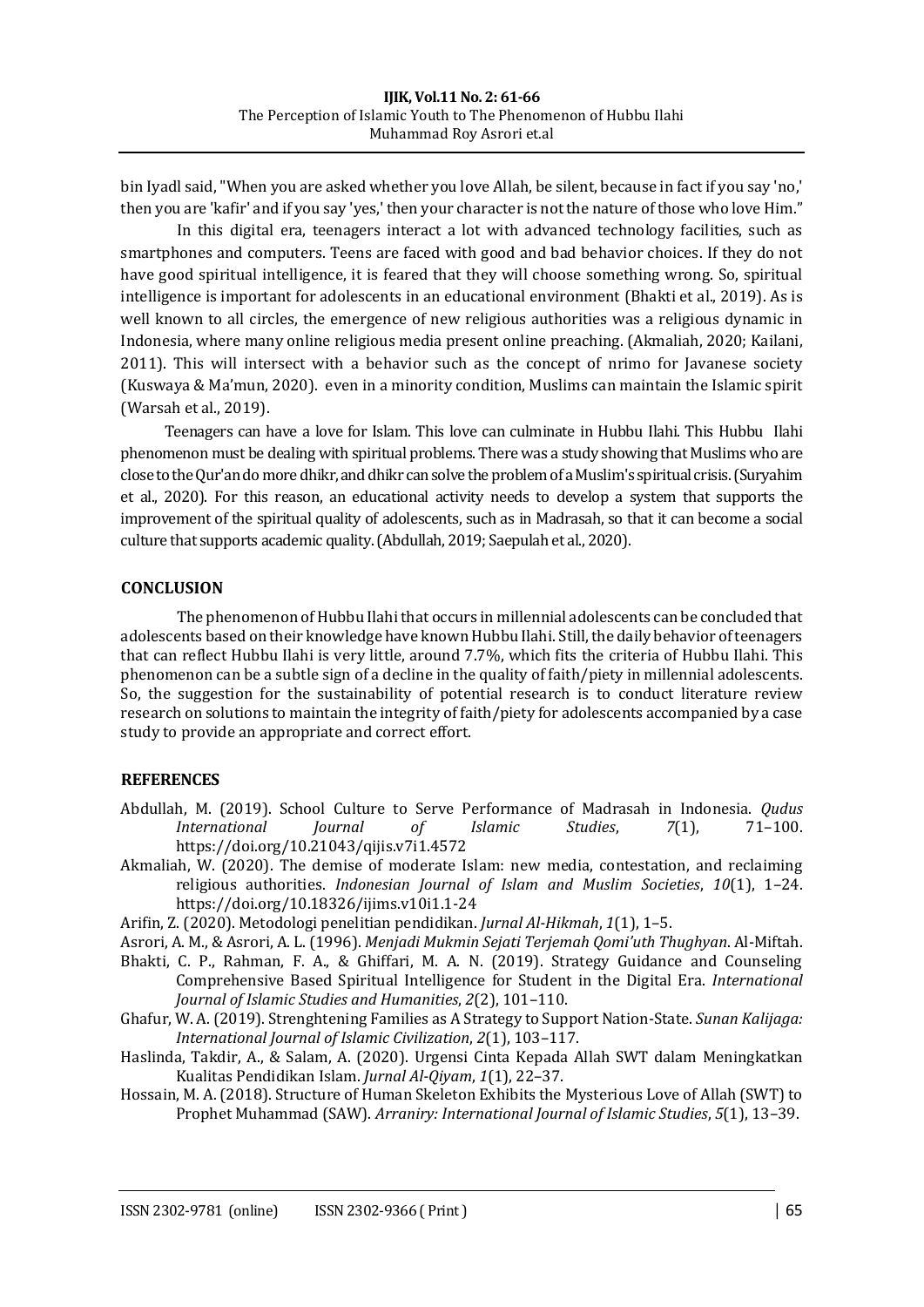bin Iyadl said, "When you are asked whether you love Allah, be silent, because in fact if you say 'no,' then you are 'kafir' and if you say 'yes,' then your character is not the nature of those who love Him."

In this digital era, teenagers interact a lot with advanced technology facilities, such as smartphones and computers. Teens are faced with good and bad behavior choices. If they do not have good spiritual intelligence, it is feared that they will choose something wrong. So, spiritual intelligence is important for adolescents in an educational environment (Bhakti et al., 2019). As is well known to all circles, the emergence of new religious authorities was a religious dynamic in Indonesia, where many online religious media present online preaching. (Akmaliah, 2020; Kailani, 2011). This will intersect with a behavior such as the concept of nrimo for Javanese society (Kuswaya & Ma'mun, 2020). even in a minority condition, Muslims can maintain the Islamic spirit (Warsah et al., 2019).

Teenagers can have a love for Islam. This love can culminate in Hubbu Ilahi. This Hubbu Ilahi phenomenon must be dealing with spiritual problems. There was a study showing that Muslims who are close to the Qur'an do more dhikr, and dhikr can solve the problem of a Muslim's spiritual crisis. (Suryahim et al., 2020). For this reason, an educational activity needs to develop a system that supports the improvement of the spiritual quality of adolescents, such as in Madrasah, so that it can become a social culture that supports academic quality. (Abdullah, 2019; Saepulah et al., 2020).

## CONCLUSION

The phenomenon of Hubbu Ilahi that occurs in millennial adolescents can be concluded that adolescents based on their knowledge have known Hubbu Ilahi. Still, the daily behavior of teenagers that can reflect Hubbu Ilahi is very little, around 7.7%, which fits the criteria of Hubbu Ilahi. This phenomenon can be a subtle sign of a decline in the quality of faith/piety in millennial adolescents. So, the suggestion for the sustainability of potential research is to conduct literature review research on solutions to maintain the integrity of faith/piety for adolescents accompanied by a case study to provide an appropriate and correct effort.

## REFERENCES

Abdullah, M. (2019). School Culture to Serve Performance of Madrasah in Indonesia. *Qudus International Journal of Islamic Studies*, *7*(1), 71–100. https://doi.org/10.21043/qijis.v7i1.4572

Akmaliah, W. (2020). The demise of moderate Islam: new media, contestation, and reclaiming religious authorities. *Indonesian Journal of Islam and Muslim Societies*, *10*(1), 1–24. https://doi.org/10.18326/ijims.v10i1.1-24

Arifin, Z. (2020). Metodologi penelitian pendidikan. *Jurnal Al-Hikmah*, *1*(1), 1–5.

Asrori, A. M., & Asrori, A. L. (1996). *Menjadi Mukmin Sejati Terjemah Qomi'uth Thughyan*. Al-Miftah.

Bhakti, C. P., Rahman, F. A., & Ghiffari, M. A. N. (2019). Strategy Guidance and Counseling Comprehensive Based Spiritual Intelligence for Student in the Digital Era. *International Journal of Islamic Studies and Humanities*, *2*(2), 101–110.

Ghafur, W. A. (2019). Strenghtening Families as A Strategy to Support Nation-State. *Sunan Kalijaga: International Journal of Islamic Civilization*, *2*(1), 103–117.

Haslinda, Takdir, A., & Salam, A. (2020). Urgensi Cinta Kepada Allah SWT dalam Meningkatkan Kualitas Pendidikan Islam. *Jurnal Al-Qiyam*, *1*(1), 22–37.

Hossain, M. A. (2018). Structure of Human Skeleton Exhibits the Mysterious Love of Allah (SWT) to Prophet Muhammad (SAW). *Arraniry: International Journal of Islamic Studies*, *5*(1), 13–39.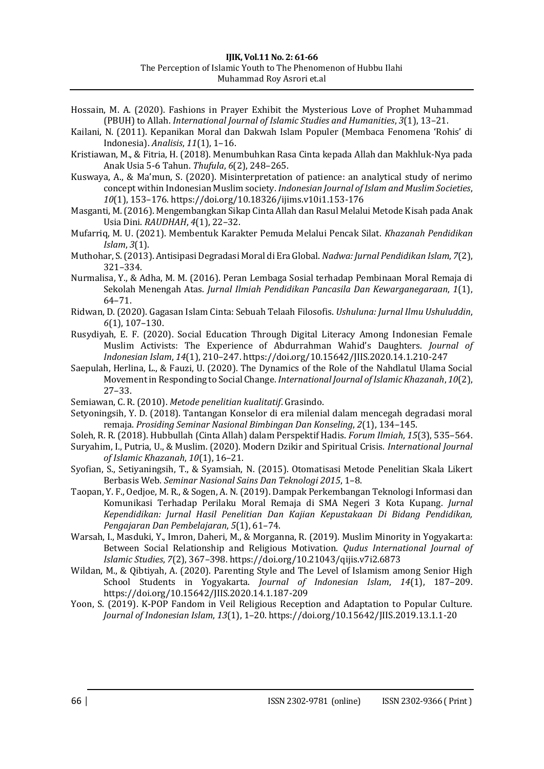Hossain, M. A. (2020). Fashions in Prayer Exhibit the Mysterious Love of Prophet Muhammad (PBUH) to Allah. *International Journal of Islamic Studies and Humanities*, *3*(1), 13–21.

Kailani, N. (2011). Kepanikan Moral dan Dakwah Islam Populer (Membaca Fenomena 'Rohis' di Indonesia). *Analisis*, *11*(1), 1–16.

Kristiawan, M., & Fitria, H. (2018). Menumbuhkan Rasa Cinta kepada Allah dan Makhluk-Nya pada Anak Usia 5-6 Tahun. *Thufula*, *6*(2), 248–265.

Kuswaya, A., & Ma'mun, S. (2020). Misinterpretation of patience: an analytical study of nerimo concept within Indonesian Muslim society. *Indonesian Journal of Islam and Muslim Societies*, *10*(1), 153–176. https://doi.org/10.18326/ijims.v10i1.153-176

Masganti, M. (2016). Mengembangkan Sikap Cinta Allah dan Rasul Melalui Metode Kisah pada Anak Usia Dini. *RAUDHAH*, *4*(1), 22–32.

Mufarriq, M. U. (2021). Membentuk Karakter Pemuda Melalui Pencak Silat. *Khazanah Pendidikan Islam*, *3*(1).

Muthohar, S. (2013). Antisipasi Degradasi Moral di Era Global. *Nadwa: Jurnal Pendidikan Islam*, *7*(2), 321–334.

Nurmalisa, Y., & Adha, M. M. (2016). Peran Lembaga Sosial terhadap Pembinaan Moral Remaja di Sekolah Menengah Atas. *Jurnal Ilmiah Pendidikan Pancasila Dan Kewarganegaraan*, *1*(1), 64–71.

Ridwan, D. (2020). Gagasan Islam Cinta: Sebuah Telaah Filosofis. *Ushuluna: Jurnal Ilmu Ushuluddin*, *6*(1), 107–130.

Rusydiyah, E. F. (2020). Social Education Through Digital Literacy Among Indonesian Female Muslim Activists: The Experience of Abdurrahman Wahid's Daughters. *Journal of Indonesian Islam*, *14*(1), 210–247. https://doi.org/10.15642/JIIS.2020.14.1.210-247

Saepulah, Herlina, L., & Fauzi, U. (2020). The Dynamics of the Role of the Nahdlatul Ulama Social Movement in Responding to Social Change. *International Journal of Islamic Khazanah*, *10*(2), 27–33.

Semiawan, C. R. (2010). *Metode penelitian kualitatif*. Grasindo.

Setyoningsih, Y. D. (2018). Tantangan Konselor di era milenial dalam mencegah degradasi moral remaja. *Prosiding Seminar Nasional Bimbingan Dan Konseling*, *2*(1), 134–145.

Soleh, R. R. (2018). Hubbullah (Cinta Allah) dalam Perspektif Hadis. *Forum Ilmiah*, *15*(3), 535–564.

Suryahim, I., Putria, U., & Muslim. (2020). Modern Dzikir and Spiritual Crisis. *International Journal of Islamic Khazanah*, *10*(1), 16–21.

Syofian, S., Setiyaningsih, T., & Syamsiah, N. (2015). Otomatisasi Metode Penelitian Skala Likert Berbasis Web. *Seminar Nasional Sains Dan Teknologi 2015*, 1–8.

Taopan, Y. F., Oedjoe, M. R., & Sogen, A. N. (2019). Dampak Perkembangan Teknologi Informasi dan Komunikasi Terhadap Perilaku Moral Remaja di SMA Negeri 3 Kota Kupang. *Jurnal Kependidikan: Jurnal Hasil Penelitian Dan Kajian Kepustakaan Di Bidang Pendidikan, Pengajaran Dan Pembelajaran*, *5*(1), 61–74.

Warsah, I., Masduki, Y., Imron, Daheri, M., & Morganna, R. (2019). Muslim Minority in Yogyakarta: Between Social Relationship and Religious Motivation. *Qudus International Journal of Islamic Studies*, *7*(2), 367–398. https://doi.org/10.21043/qijis.v7i2.6873

Wildan, M., & Qibtiyah, A. (2020). Parenting Style and The Level of Islamism among Senior High School Students in Yogyakarta. *Journal of Indonesian Islam*, *14*(1), 187–209. https://doi.org/10.15642/JIIS.2020.14.1.187-209

Yoon, S. (2019). K-POP Fandom in Veil Religious Reception and Adaptation to Popular Culture. *Journal of Indonesian Islam*, *13*(1), 1–20. https://doi.org/10.15642/JIIS.2019.13.1.1-20